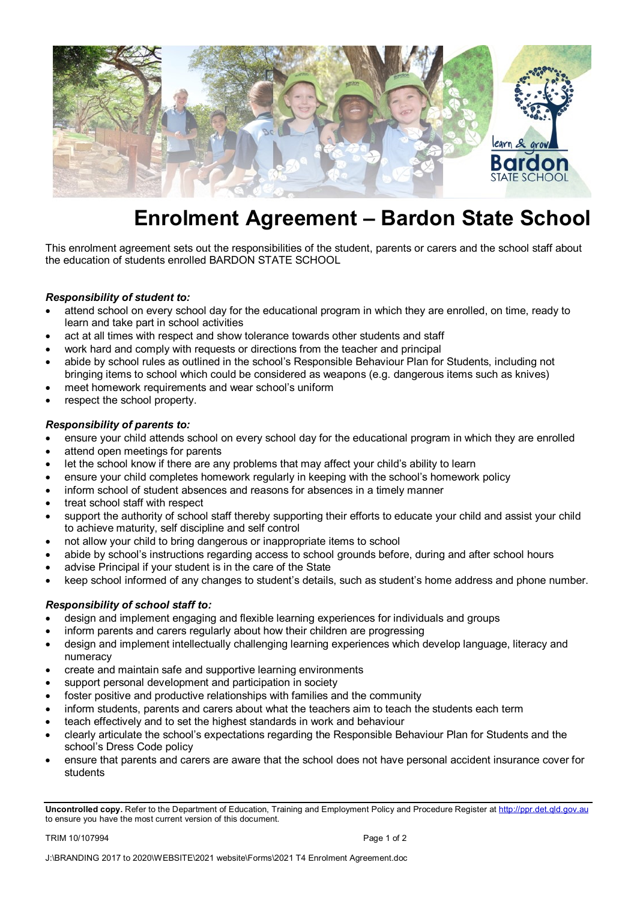# Enrolment Agreement – Bardon State School

This enrolment agreement sets out the responsibilities of the student, parents or carers and the school staff about the education of students enrolled BARDON STATE SCHOOL

***Responsibility of student to:***

- attend school on every school day for the educational program in which they are enrolled, on time, ready to learn and take part in school activities
- act at all times with respect and show tolerance towards other students and staff
- work hard and comply with requests or directions from the teacher and principal
- abide by school rules as outlined in the school's Responsible Behaviour Plan for Students, including not bringing items to school which could be considered as weapons (e.g. dangerous items such as knives)
- meet homework requirements and wear school's uniform
- respect the school property.

***Responsibility of parents to:***

- ensure your child attends school on every school day for the educational program in which they are enrolled
- attend open meetings for parents
- let the school know if there are any problems that may affect your child's ability to learn
- ensure your child completes homework regularly in keeping with the school's homework policy
- inform school of student absences and reasons for absences in a timely manner
- treat school staff with respect
- support the authority of school staff thereby supporting their efforts to educate your child and assist your child to achieve maturity, self discipline and self control
- not allow your child to bring dangerous or inappropriate items to school
- abide by school's instructions regarding access to school grounds before, during and after school hours
- advise Principal if your student is in the care of the State
- keep school informed of any changes to student's details, such as student's home address and phone number.

***Responsibility of school staff to:***

- design and implement engaging and flexible learning experiences for individuals and groups
- inform parents and carers regularly about how their children are progressing
- design and implement intellectually challenging learning experiences which develop language, literacy and numeracy
- create and maintain safe and supportive learning environments
- support personal development and participation in society
- foster positive and productive relationships with families and the community
- inform students, parents and carers about what the teachers aim to teach the students each term
- teach effectively and to set the highest standards in work and behaviour
- clearly articulate the school's expectations regarding the Responsible Behaviour Plan for Students and the school's Dress Code policy
- ensure that parents and carers are aware that the school does not have personal accident insurance cover for students

**Uncontrolled copy.** Refer to the Department of Education, Training and Employment Policy and Procedure Register at http://ppr.det.qld.gov.au to ensure you have the most current version of this document.

TRIM 10/107994

J:\BRANDING 2017 to 2020\WEBSITE\2021 website\Forms\2021 T4 Enrolment Agreement.doc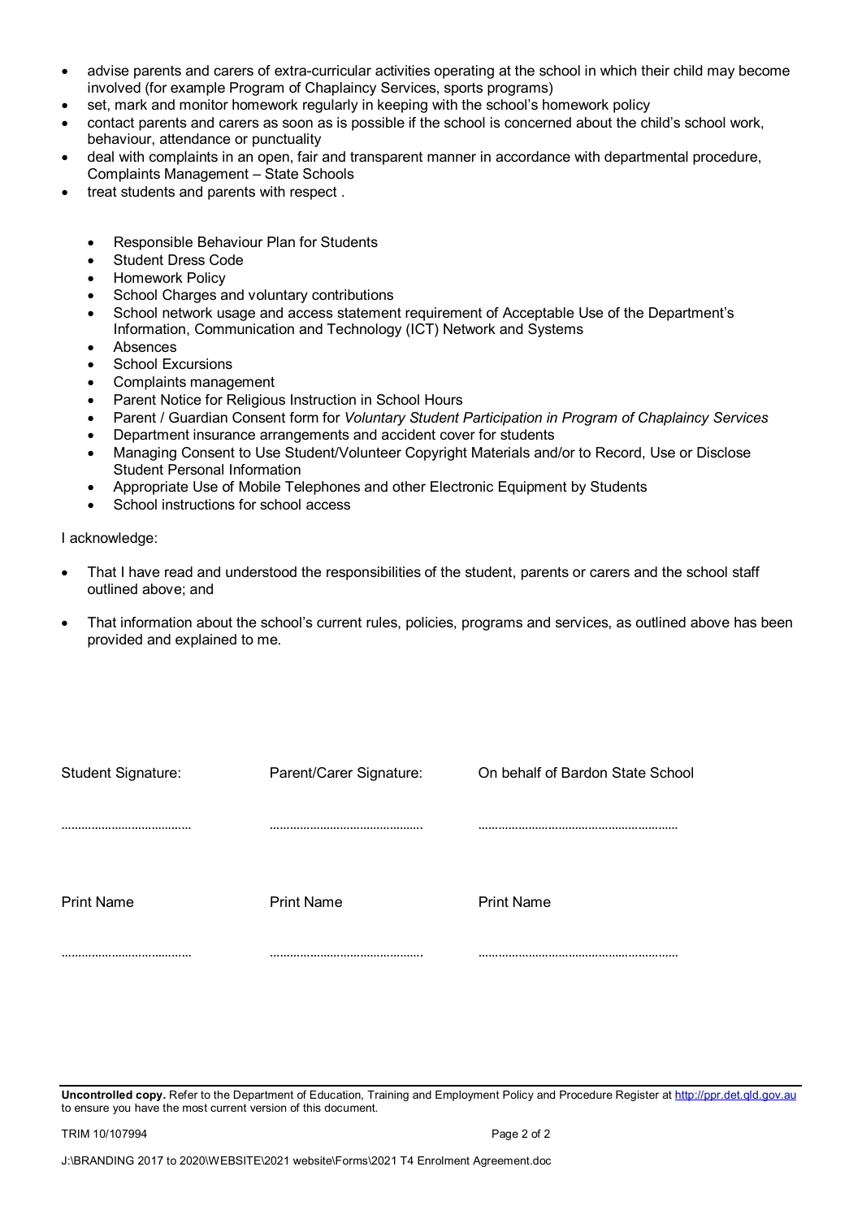- advise parents and carers of extra-curricular activities operating at the school in which their child may become involved (for example Program of Chaplaincy Services, sports programs)
- set, mark and monitor homework regularly in keeping with the school's homework policy
- contact parents and carers as soon as is possible if the school is concerned about the child's school work, behaviour, attendance or punctuality
- deal with complaints in an open, fair and transparent manner in accordance with departmental procedure, Complaints Management – State Schools
- treat students and parents with respect .

  - Responsible Behaviour Plan for Students
  - Student Dress Code
  - Homework Policy
  - School Charges and voluntary contributions
  - School network usage and access statement requirement of Acceptable Use of the Department's Information, Communication and Technology (ICT) Network and Systems
  - Absences
  - School Excursions
  - Complaints management
  - Parent Notice for Religious Instruction in School Hours
  - Parent / Guardian Consent form for *Voluntary Student Participation in Program of Chaplaincy Services*
  - Department insurance arrangements and accident cover for students
  - Managing Consent to Use Student/Volunteer Copyright Materials and/or to Record, Use or Disclose Student Personal Information
  - Appropriate Use of Mobile Telephones and other Electronic Equipment by Students
  - School instructions for school access

I acknowledge:

- That I have read and understood the responsibilities of the student, parents or carers and the school staff outlined above; and
- That information about the school's current rules, policies, programs and services, as outlined above has been provided and explained to me.

| | | |
|---|---|---|
| Student Signature: | Parent/Carer Signature: | On behalf of Bardon State School |
| ………………………………… | ……………………………………… | …………………………………………………… |
| Print Name | Print Name | Print Name |
| ………………………………… | ……………………………………… | …………………………………………………… |

**Uncontrolled copy.** Refer to the Department of Education, Training and Employment Policy and Procedure Register at http://ppr.det.qld.gov.au to ensure you have the most current version of this document.

TRIM 10/107994

J:\BRANDING 2017 to 2020\WEBSITE\2021 website\Forms\2021 T4 Enrolment Agreement.doc